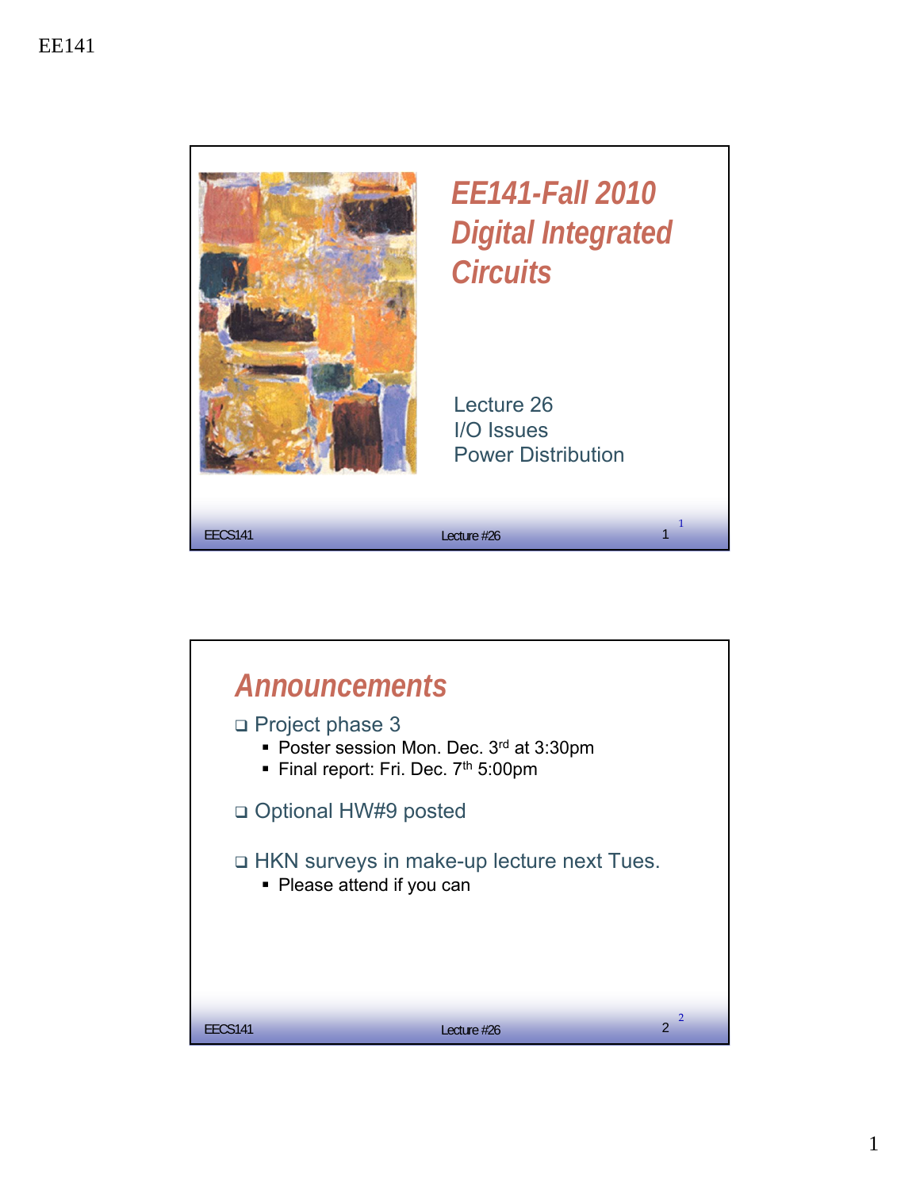# EE141-Fall 2010 Digital Integrated Circuits

Lecture 26
I/O Issues
Power Distribution

## Announcements

- Project phase 3
  - Poster session Mon. Dec. 3rd at 3:30pm
  - Final report: Fri. Dec. 7th 5:00pm
- Optional HW#9 posted
- HKN surveys in make-up lecture next Tues.
  - Please attend if you can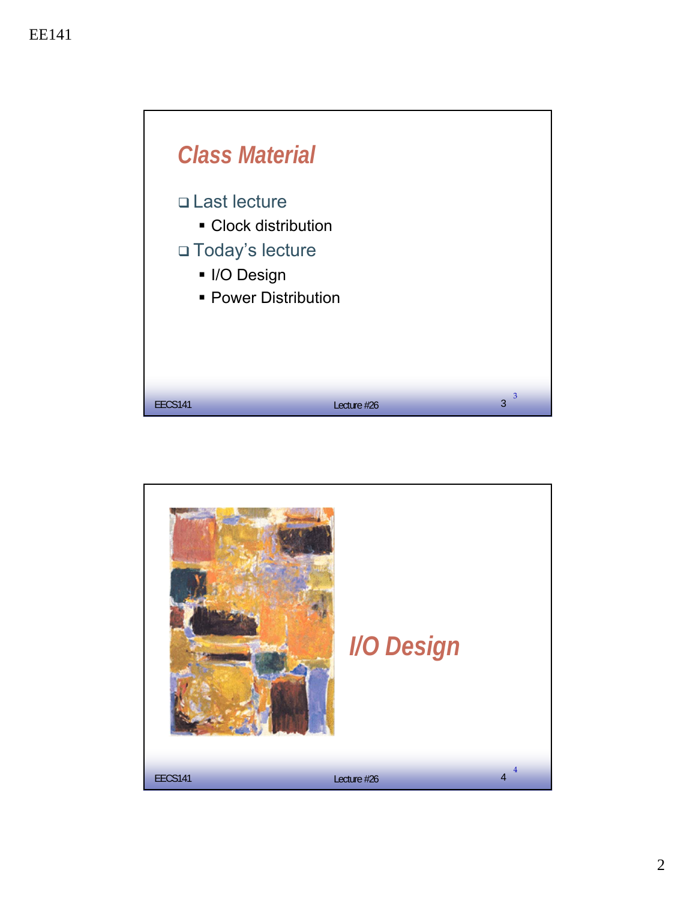## Class Material

- Last lecture
  - Clock distribution
- Today's lecture
  - I/O Design
  - Power Distribution

## I/O Design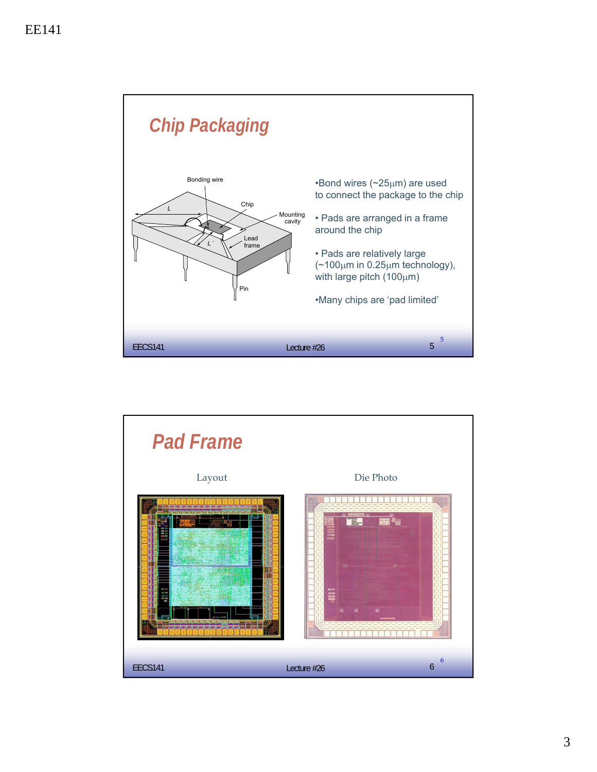## Chip Packaging

Bonding wire

Chip

L

Mounting cavity

L´

Lead frame

Pin

- Bond wires (~25µm) are used to connect the package to the chip
- Pads are arranged in a frame around the chip
- Pads are relatively large (~100µm in 0.25µm technology), with large pitch (100µm)
- Many chips are 'pad limited'

## Pad Frame

Layout

Die Photo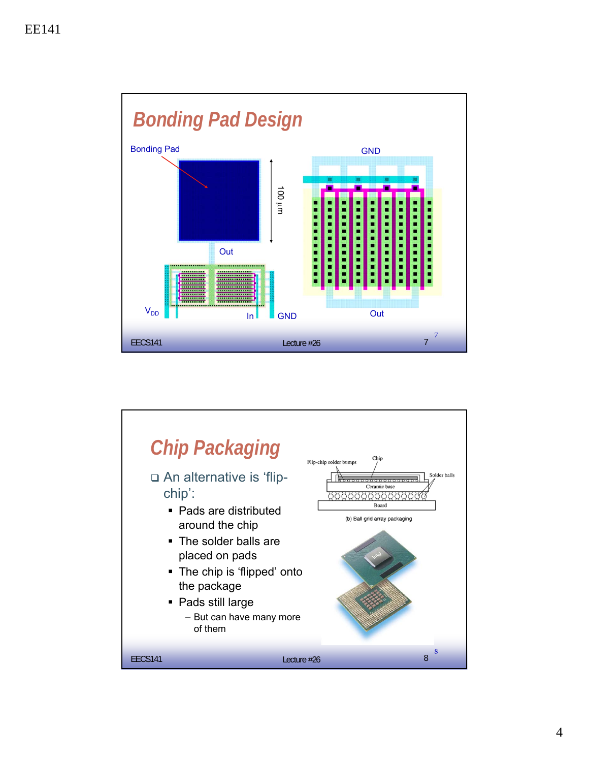## Bonding Pad Design

Bonding Pad

100 μm

Out

$V_{DD}$

In

GND

GND

Out

## Chip Packaging

- An alternative is 'flip-chip':
  - Pads are distributed around the chip
  - The solder balls are placed on pads
  - The chip is 'flipped' onto the package
  - Pads still large
    - But can have many more of them

Flip-chip solder bumps

Chip

Solder balls

Ceramic base

Board

(b) Ball grid array packaging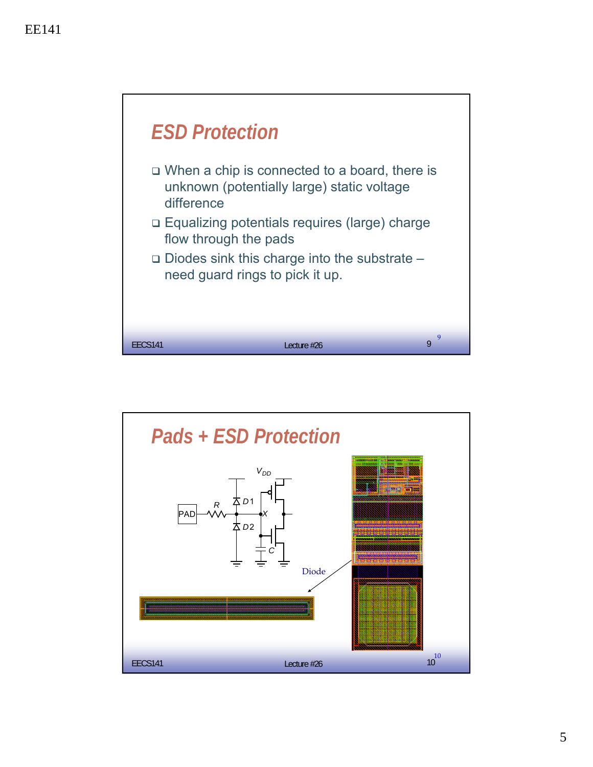## ESD Protection

- When a chip is connected to a board, there is unknown (potentially large) static voltage difference
- Equalizing potentials requires (large) charge flow through the pads
- Diodes sink this charge into the substrate – need guard rings to pick it up.

## Pads + ESD Protection

$V_{DD}$

PAD

$R$

$D1$

$D2$

$X$

$C$

Diode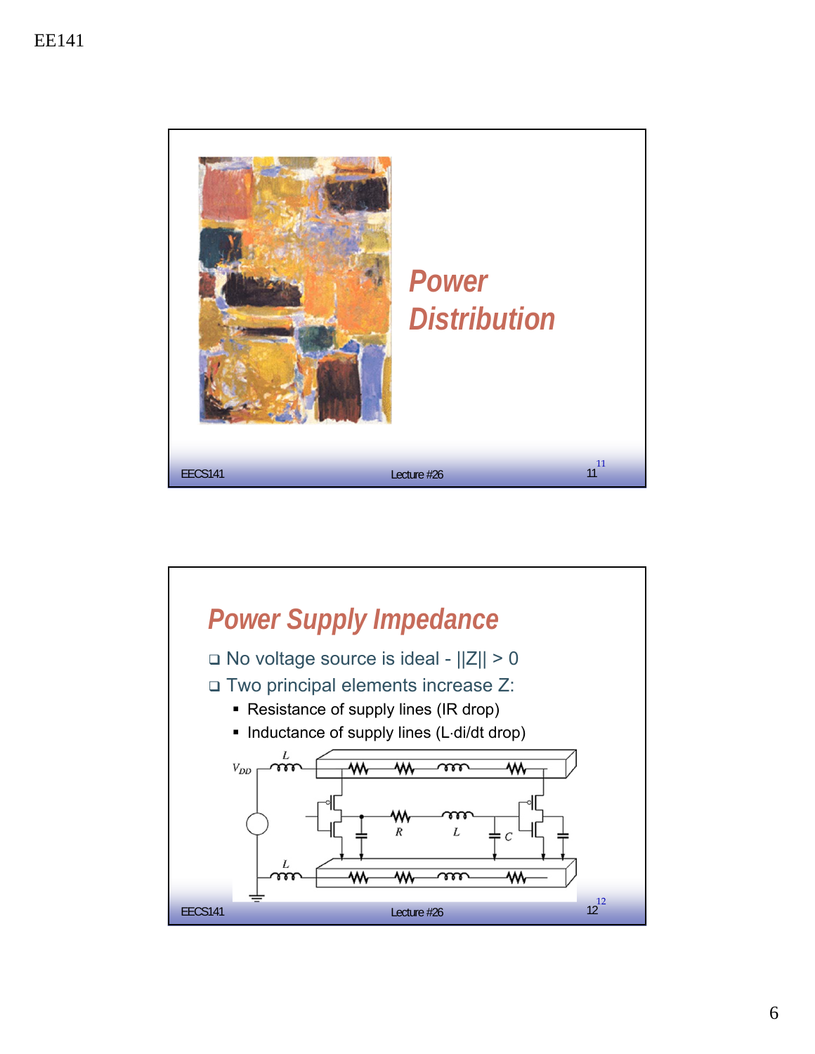## Power Distribution

## Power Supply Impedance

- No voltage source is ideal - ||Z|| > 0
- Two principal elements increase Z:
  - Resistance of supply lines (IR drop)
  - Inductance of supply lines (L·di/dt drop)

$V_{DD}$

L

R

L

C

L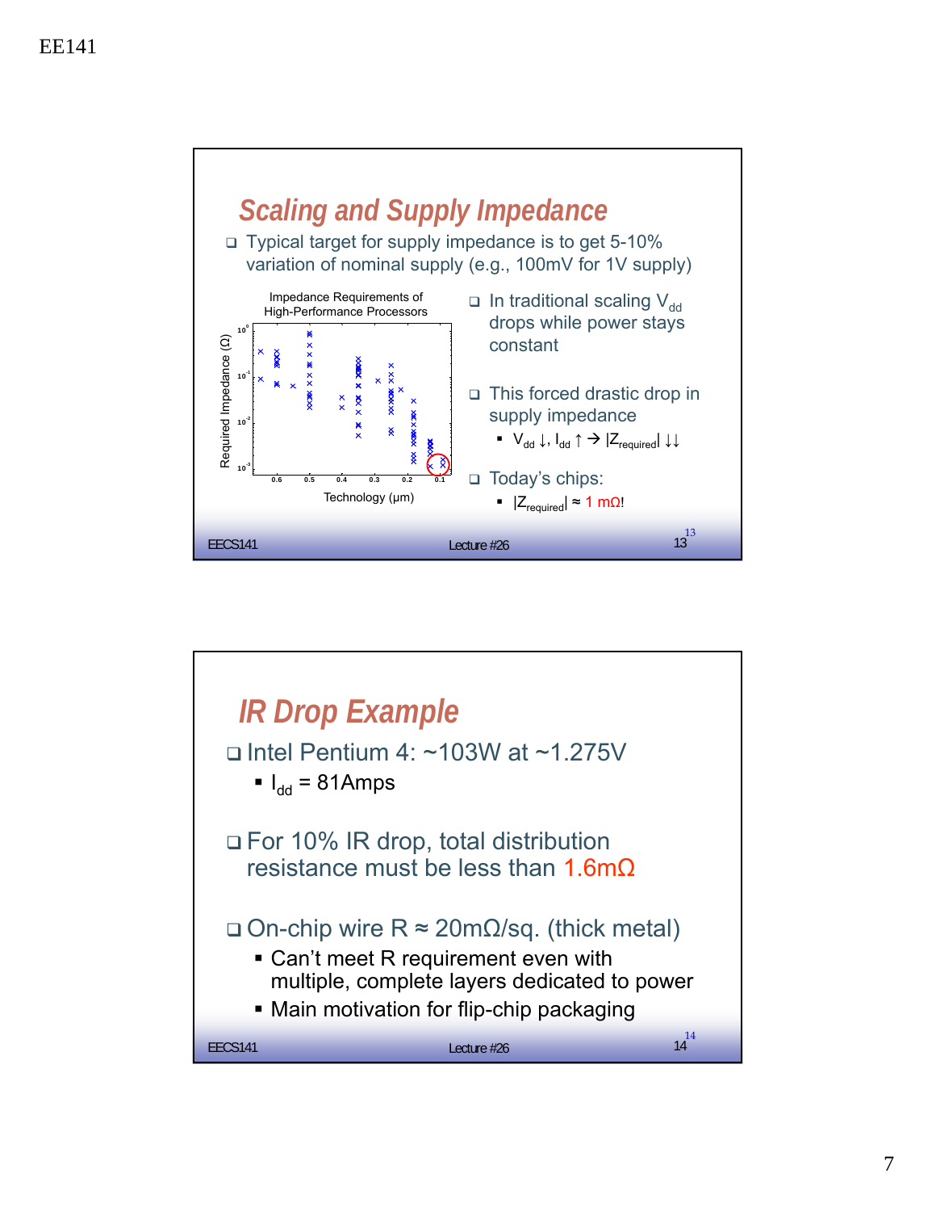## Scaling and Supply Impedance

- Typical target for supply impedance is to get 5-10% variation of nominal supply (e.g., 100mV for 1V supply)

Impedance Requirements of High-Performance Processors

Required Impedance (Ω)

$10^{0}$
$10^{-1}$
$10^{-2}$
$10^{-3}$

0.6 0.5 0.4 0.3 0.2 0.1

Technology (μm)

- In traditional scaling $V_{dd}$ drops while power stays constant
- This forced drastic drop in supply impedance
  - $V_{dd} \downarrow$, $I_{dd} \uparrow \rightarrow |Z_{required}| \downarrow\downarrow$
- Today's chips:
  - $|Z_{required}| \approx$ 1 mΩ!

## IR Drop Example

- Intel Pentium 4: ~103W at ~1.275V
  - $I_{dd}$ = 81Amps
- For 10% IR drop, total distribution resistance must be less than 1.6mΩ
- On-chip wire R ≈ 20mΩ/sq. (thick metal)
  - Can't meet R requirement even with multiple, complete layers dedicated to power
  - Main motivation for flip-chip packaging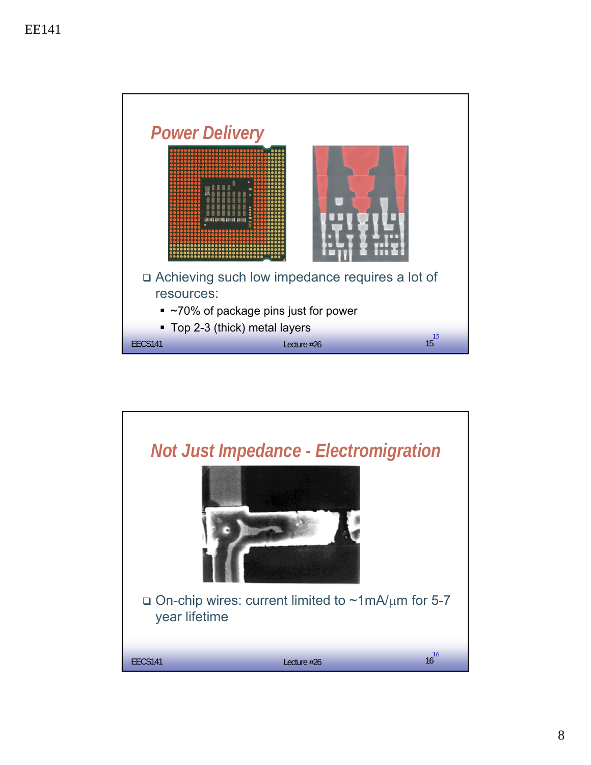## Power Delivery

- Achieving such low impedance requires a lot of resources:
  - ~70% of package pins just for power
  - Top 2-3 (thick) metal layers

## Not Just Impedance - Electromigration

- On-chip wires: current limited to ~1mA/μm for 5-7 year lifetime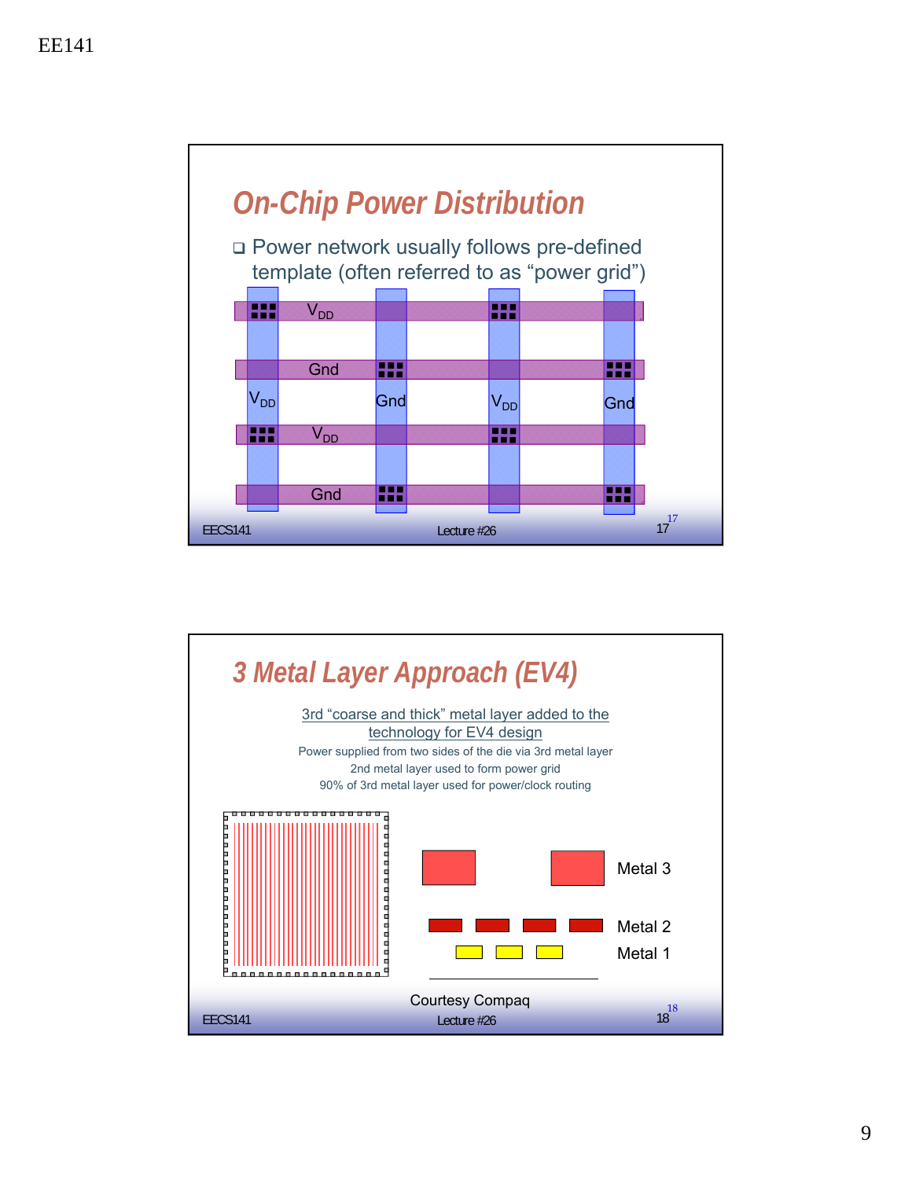## On-Chip Power Distribution

- Power network usually follows pre-defined template (often referred to as "power grid")

$V_{DD}$

Gnd

$V_{DD}$ Gnd $V_{DD}$ Gnd

$V_{DD}$

Gnd

## 3 Metal Layer Approach (EV4)

3rd "coarse and thick" metal layer added to the technology for EV4 design

Power supplied from two sides of the die via 3rd metal layer

2nd metal layer used to form power grid

90% of 3rd metal layer used for power/clock routing

Metal 3

Metal 2

Metal 1

Courtesy Compaq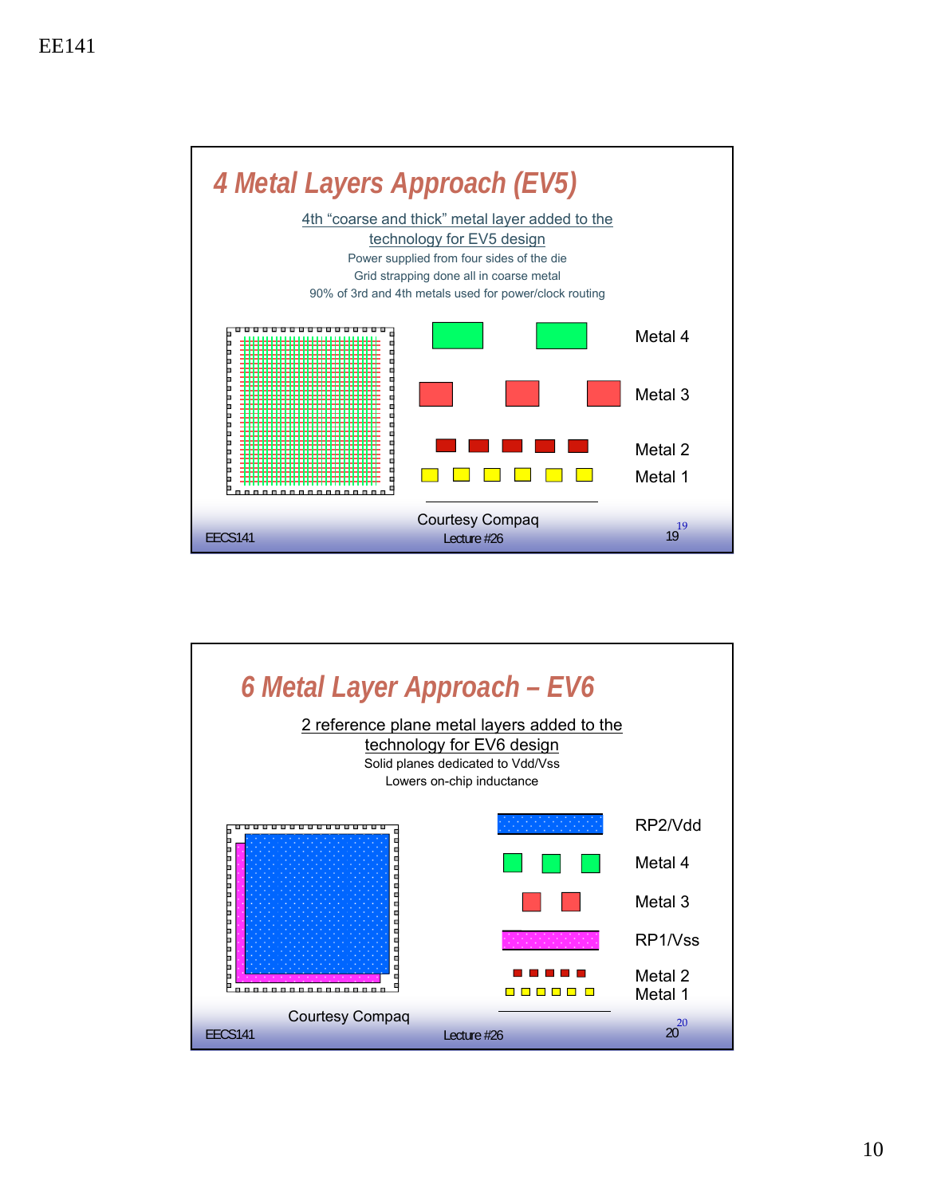## 4 Metal Layers Approach (EV5)

4th "coarse and thick" metal layer added to the technology for EV5 design

Power supplied from four sides of the die

Grid strapping done all in coarse metal

90% of 3rd and 4th metals used for power/clock routing

Metal 4

Metal 3

Metal 2

Metal 1

Courtesy Compaq

## 6 Metal Layer Approach – EV6

2 reference plane metal layers added to the technology for EV6 design

Solid planes dedicated to Vdd/Vss

Lowers on-chip inductance

RP2/Vdd

Metal 4

Metal 3

RP1/Vss

Metal 2

Metal 1

Courtesy Compaq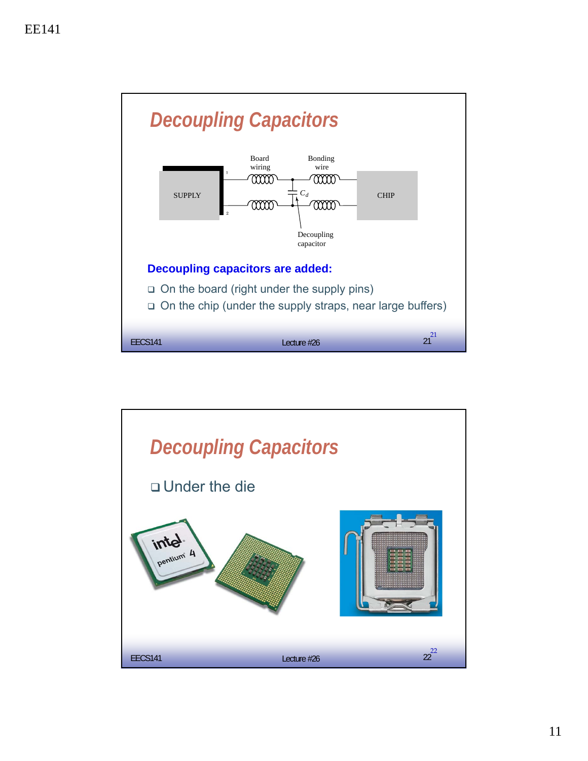## Decoupling Capacitors

Board wiring

Bonding wire

SUPPLY

CHIP

$C_d$

Decoupling capacitor

**Decoupling capacitors are added:**

- On the board (right under the supply pins)
- On the chip (under the supply straps, near large buffers)

## Decoupling Capacitors

- Under the die